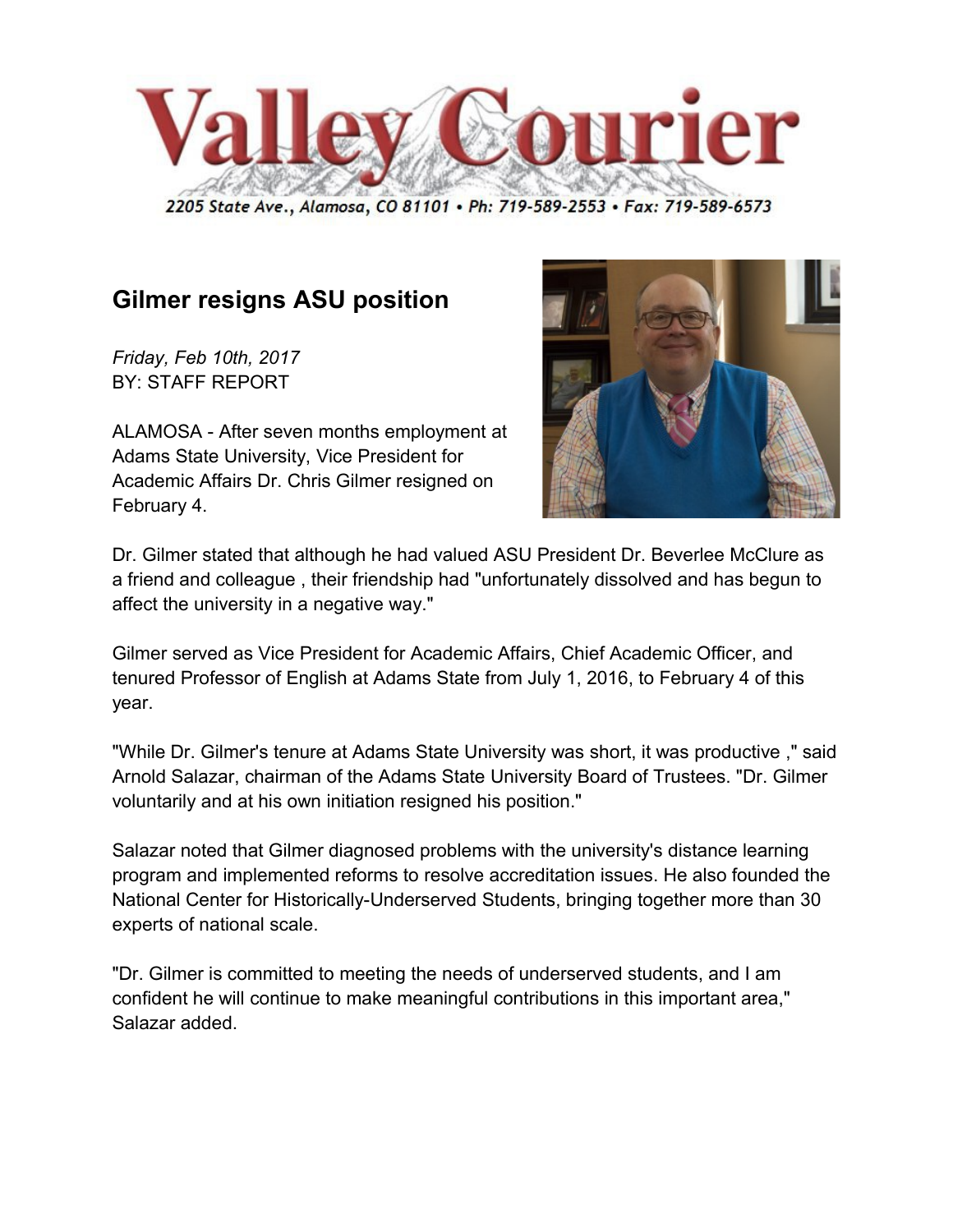# Valley Courier

2205 State Ave., Alamosa, CO 81101 • Ph: 719-589-2553 • Fax: 719-589-6573

## Gilmer resigns ASU position

*Friday, Feb 10th, 2017*
BY: STAFF REPORT

ALAMOSA - After seven months employment at Adams State University, Vice President for Academic Affairs Dr. Chris Gilmer resigned on February 4.

Dr. Gilmer stated that although he had valued ASU President Dr. Beverlee McClure as a friend and colleague , their friendship had "unfortunately dissolved and has begun to affect the university in a negative way."

Gilmer served as Vice President for Academic Affairs, Chief Academic Officer, and tenured Professor of English at Adams State from July 1, 2016, to February 4 of this year.

"While Dr. Gilmer's tenure at Adams State University was short, it was productive ," said Arnold Salazar, chairman of the Adams State University Board of Trustees. "Dr. Gilmer voluntarily and at his own initiation resigned his position."

Salazar noted that Gilmer diagnosed problems with the university's distance learning program and implemented reforms to resolve accreditation issues. He also founded the National Center for Historically-Underserved Students, bringing together more than 30 experts of national scale.

"Dr. Gilmer is committed to meeting the needs of underserved students, and I am confident he will continue to make meaningful contributions in this important area," Salazar added.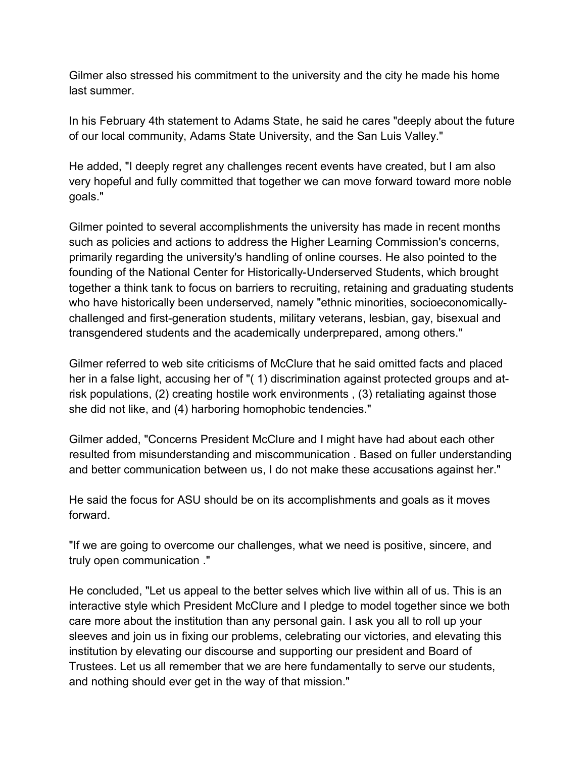Gilmer also stressed his commitment to the university and the city he made his home last summer.

In his February 4th statement to Adams State, he said he cares "deeply about the future of our local community, Adams State University, and the San Luis Valley."

He added, "I deeply regret any challenges recent events have created, but I am also very hopeful and fully committed that together we can move forward toward more noble goals."

Gilmer pointed to several accomplishments the university has made in recent months such as policies and actions to address the Higher Learning Commission's concerns, primarily regarding the university's handling of online courses. He also pointed to the founding of the National Center for Historically-Underserved Students, which brought together a think tank to focus on barriers to recruiting, retaining and graduating students who have historically been underserved, namely "ethnic minorities, socioeconomically-challenged and first-generation students, military veterans, lesbian, gay, bisexual and transgendered students and the academically underprepared, among others."

Gilmer referred to web site criticisms of McClure that he said omitted facts and placed her in a false light, accusing her of "( 1) discrimination against protected groups and at-risk populations, (2) creating hostile work environments , (3) retaliating against those she did not like, and (4) harboring homophobic tendencies."

Gilmer added, "Concerns President McClure and I might have had about each other resulted from misunderstanding and miscommunication . Based on fuller understanding and better communication between us, I do not make these accusations against her."

He said the focus for ASU should be on its accomplishments and goals as it moves forward.

"If we are going to overcome our challenges, what we need is positive, sincere, and truly open communication ."

He concluded, "Let us appeal to the better selves which live within all of us. This is an interactive style which President McClure and I pledge to model together since we both care more about the institution than any personal gain. I ask you all to roll up your sleeves and join us in fixing our problems, celebrating our victories, and elevating this institution by elevating our discourse and supporting our president and Board of Trustees. Let us all remember that we are here fundamentally to serve our students, and nothing should ever get in the way of that mission."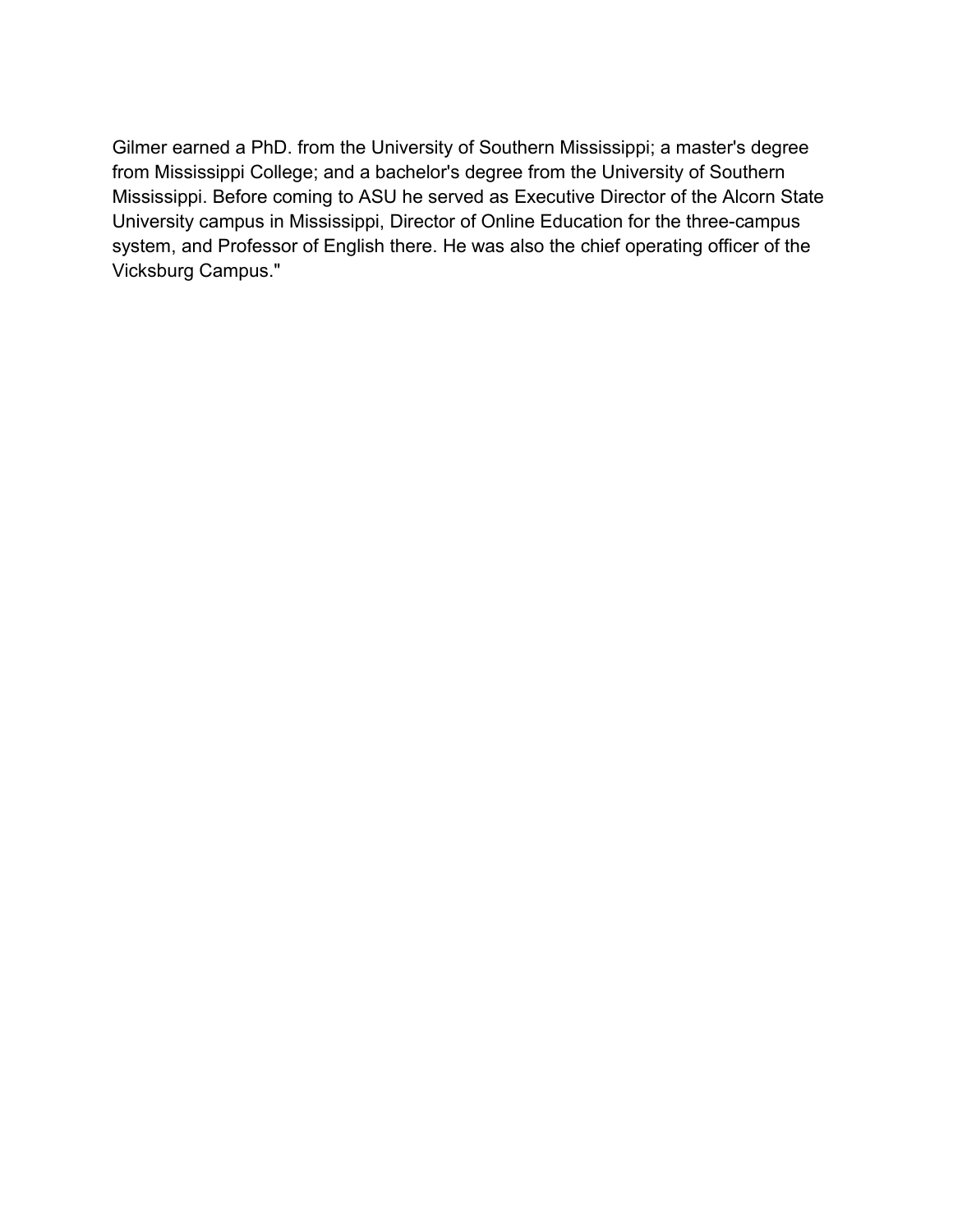Gilmer earned a PhD. from the University of Southern Mississippi; a master's degree from Mississippi College; and a bachelor's degree from the University of Southern Mississippi. Before coming to ASU he served as Executive Director of the Alcorn State University campus in Mississippi, Director of Online Education for the three-campus system, and Professor of English there. He was also the chief operating officer of the Vicksburg Campus."